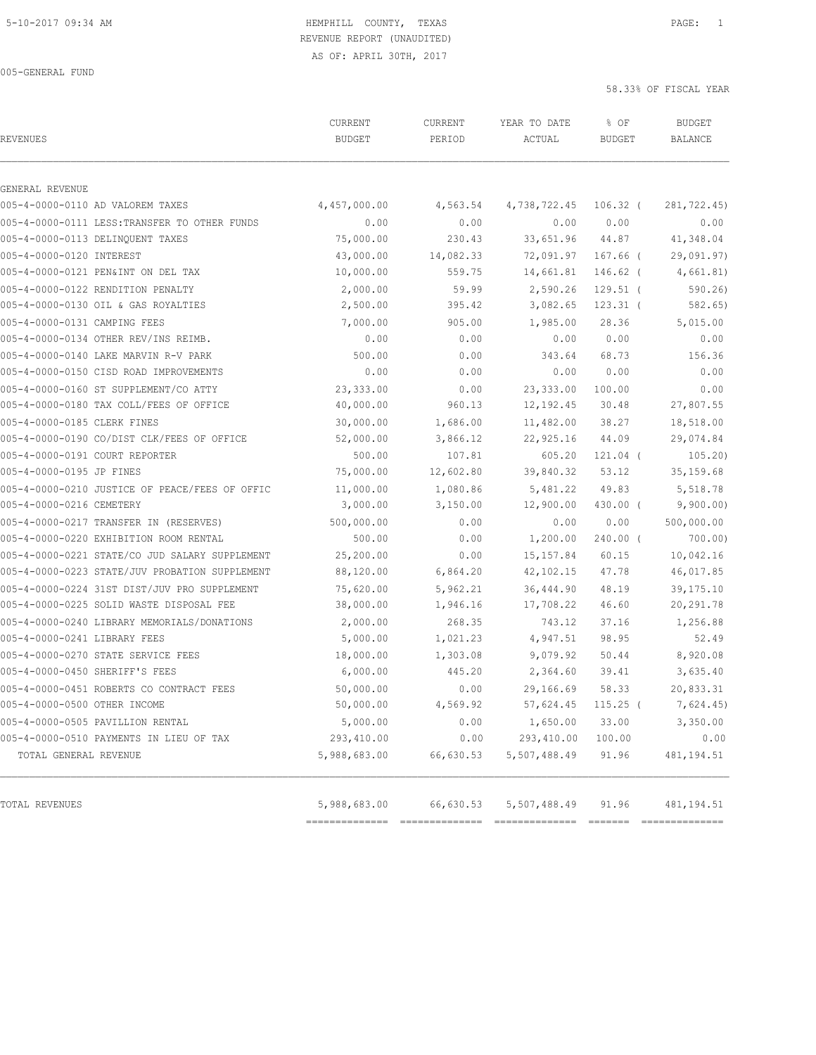HEMPHILL COUNTY, TEXAS
REVENUE REPORT (UNAUDITED)
AS OF: APRIL 30TH, 2017

005-GENERAL FUND

58.33% OF FISCAL YEAR

| REVENUES | CURRENT BUDGET | CURRENT PERIOD | YEAR TO DATE ACTUAL | % OF BUDGET | BUDGET BALANCE |
|---|---|---|---|---|---|
| GENERAL REVENUE | | | | | |
| 005-4-0000-0110 AD VALOREM TAXES | 4,457,000.00 | 4,563.54 | 4,738,722.45 | 106.32 | ( 281,722.45) |
| 005-4-0000-0111 LESS:TRANSFER TO OTHER FUNDS | 0.00 | 0.00 | 0.00 | 0.00 | 0.00 |
| 005-4-0000-0113 DELINQUENT TAXES | 75,000.00 | 230.43 | 33,651.96 | 44.87 | 41,348.04 |
| 005-4-0000-0120 INTEREST | 43,000.00 | 14,082.33 | 72,091.97 | 167.66 | ( 29,091.97) |
| 005-4-0000-0121 PEN&INT ON DEL TAX | 10,000.00 | 559.75 | 14,661.81 | 146.62 | ( 4,661.81) |
| 005-4-0000-0122 RENDITION PENALTY | 2,000.00 | 59.99 | 2,590.26 | 129.51 | ( 590.26) |
| 005-4-0000-0130 OIL & GAS ROYALTIES | 2,500.00 | 395.42 | 3,082.65 | 123.31 | ( 582.65) |
| 005-4-0000-0131 CAMPING FEES | 7,000.00 | 905.00 | 1,985.00 | 28.36 | 5,015.00 |
| 005-4-0000-0134 OTHER REV/INS REIMB. | 0.00 | 0.00 | 0.00 | 0.00 | 0.00 |
| 005-4-0000-0140 LAKE MARVIN R-V PARK | 500.00 | 0.00 | 343.64 | 68.73 | 156.36 |
| 005-4-0000-0150 CISD ROAD IMPROVEMENTS | 0.00 | 0.00 | 0.00 | 0.00 | 0.00 |
| 005-4-0000-0160 ST SUPPLEMENT/CO ATTY | 23,333.00 | 0.00 | 23,333.00 | 100.00 | 0.00 |
| 005-4-0000-0180 TAX COLL/FEES OF OFFICE | 40,000.00 | 960.13 | 12,192.45 | 30.48 | 27,807.55 |
| 005-4-0000-0185 CLERK FINES | 30,000.00 | 1,686.00 | 11,482.00 | 38.27 | 18,518.00 |
| 005-4-0000-0190 CO/DIST CLK/FEES OF OFFICE | 52,000.00 | 3,866.12 | 22,925.16 | 44.09 | 29,074.84 |
| 005-4-0000-0191 COURT REPORTER | 500.00 | 107.81 | 605.20 | 121.04 | ( 105.20) |
| 005-4-0000-0195 JP FINES | 75,000.00 | 12,602.80 | 39,840.32 | 53.12 | 35,159.68 |
| 005-4-0000-0210 JUSTICE OF PEACE/FEES OF OFFIC | 11,000.00 | 1,080.86 | 5,481.22 | 49.83 | 5,518.78 |
| 005-4-0000-0216 CEMETERY | 3,000.00 | 3,150.00 | 12,900.00 | 430.00 | ( 9,900.00) |
| 005-4-0000-0217 TRANSFER IN (RESERVES) | 500,000.00 | 0.00 | 0.00 | 0.00 | 500,000.00 |
| 005-4-0000-0220 EXHIBITION ROOM RENTAL | 500.00 | 0.00 | 1,200.00 | 240.00 | ( 700.00) |
| 005-4-0000-0221 STATE/CO JUD SALARY SUPPLEMENT | 25,200.00 | 0.00 | 15,157.84 | 60.15 | 10,042.16 |
| 005-4-0000-0223 STATE/JUV PROBATION SUPPLEMENT | 88,120.00 | 6,864.20 | 42,102.15 | 47.78 | 46,017.85 |
| 005-4-0000-0224 31ST DIST/JUV PRO SUPPLEMENT | 75,620.00 | 5,962.21 | 36,444.90 | 48.19 | 39,175.10 |
| 005-4-0000-0225 SOLID WASTE DISPOSAL FEE | 38,000.00 | 1,946.16 | 17,708.22 | 46.60 | 20,291.78 |
| 005-4-0000-0240 LIBRARY MEMORIALS/DONATIONS | 2,000.00 | 268.35 | 743.12 | 37.16 | 1,256.88 |
| 005-4-0000-0241 LIBRARY FEES | 5,000.00 | 1,021.23 | 4,947.51 | 98.95 | 52.49 |
| 005-4-0000-0270 STATE SERVICE FEES | 18,000.00 | 1,303.08 | 9,079.92 | 50.44 | 8,920.08 |
| 005-4-0000-0450 SHERIFF'S FEES | 6,000.00 | 445.20 | 2,364.60 | 39.41 | 3,635.40 |
| 005-4-0000-0451 ROBERTS CO CONTRACT FEES | 50,000.00 | 0.00 | 29,166.69 | 58.33 | 20,833.31 |
| 005-4-0000-0500 OTHER INCOME | 50,000.00 | 4,569.92 | 57,624.45 | 115.25 | ( 7,624.45) |
| 005-4-0000-0505 PAVILLION RENTAL | 5,000.00 | 0.00 | 1,650.00 | 33.00 | 3,350.00 |
| 005-4-0000-0510 PAYMENTS IN LIEU OF TAX | 293,410.00 | 0.00 | 293,410.00 | 100.00 | 0.00 |
| TOTAL GENERAL REVENUE | 5,988,683.00 | 66,630.53 | 5,507,488.49 | 91.96 | 481,194.51 |
| TOTAL REVENUES | 5,988,683.00 | 66,630.53 | 5,507,488.49 | 91.96 | 481,194.51 |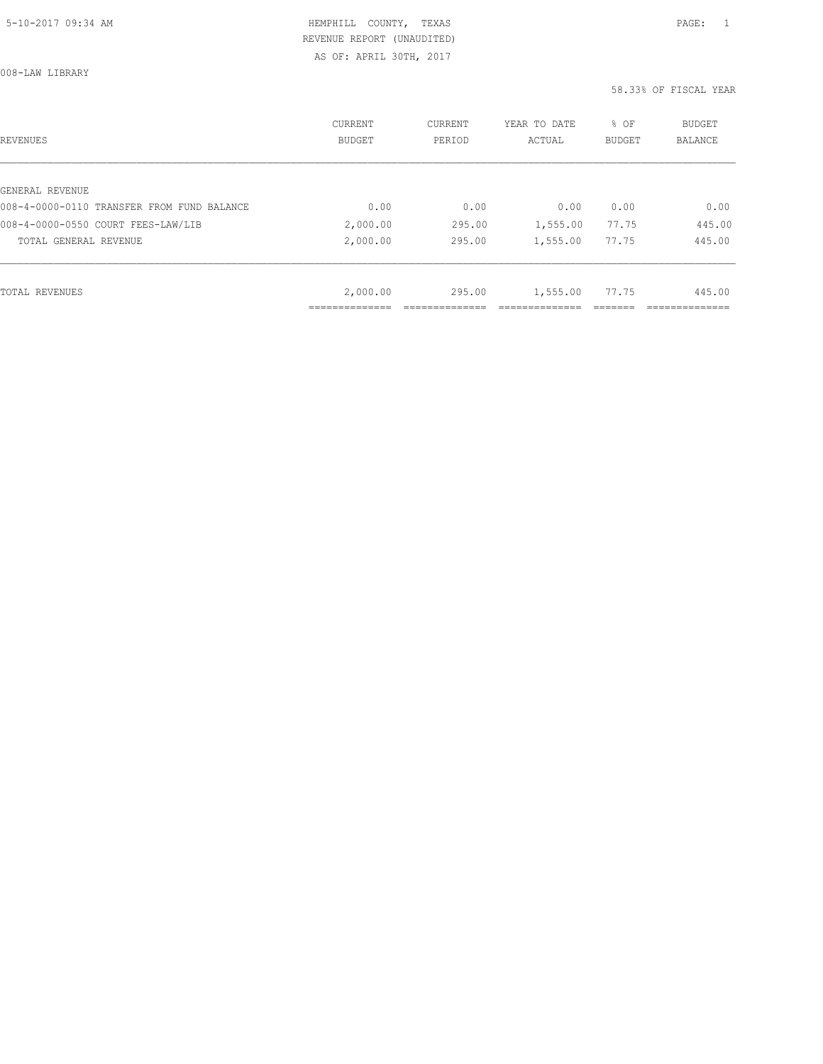HEMPHILL COUNTY, TEXAS
REVENUE REPORT (UNAUDITED)
AS OF: APRIL 30TH, 2017

008-LAW LIBRARY

58.33% OF FISCAL YEAR

| REVENUES | CURRENT BUDGET | CURRENT PERIOD | YEAR TO DATE ACTUAL | % OF BUDGET | BUDGET BALANCE |
|---|---|---|---|---|---|
| GENERAL REVENUE | | | | | |
| 008-4-0000-0110 TRANSFER FROM FUND BALANCE | 0.00 | 0.00 | 0.00 | 0.00 | 0.00 |
| 008-4-0000-0550 COURT FEES-LAW/LIB | 2,000.00 | 295.00 | 1,555.00 | 77.75 | 445.00 |
| TOTAL GENERAL REVENUE | 2,000.00 | 295.00 | 1,555.00 | 77.75 | 445.00 |
| TOTAL REVENUES | 2,000.00 | 295.00 | 1,555.00 | 77.75 | 445.00 |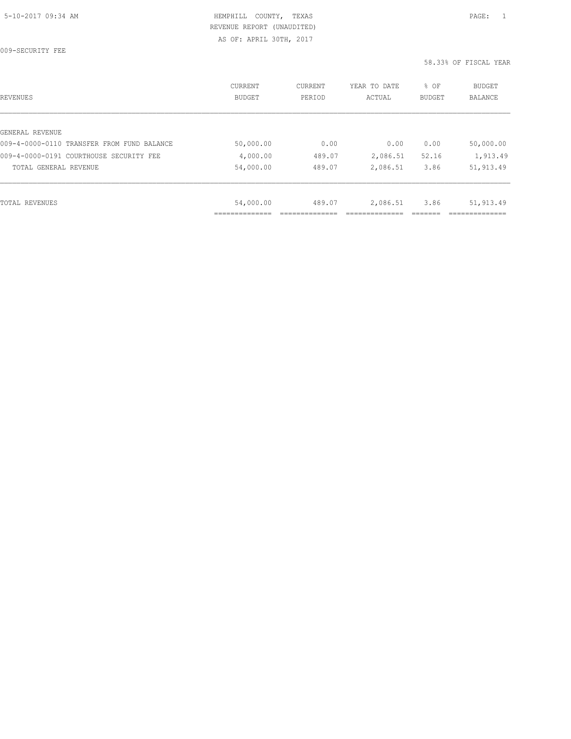HEMPHILL COUNTY, TEXAS
REVENUE REPORT (UNAUDITED)
AS OF: APRIL 30TH, 2017

009-SECURITY FEE

58.33% OF FISCAL YEAR

| REVENUES | CURRENT BUDGET | CURRENT PERIOD | YEAR TO DATE ACTUAL | % OF BUDGET | BUDGET BALANCE |
|---|---|---|---|---|---|
| GENERAL REVENUE | | | | | |
| 009-4-0000-0110 TRANSFER FROM FUND BALANCE | 50,000.00 | 0.00 | 0.00 | 0.00 | 50,000.00 |
| 009-4-0000-0191 COURTHOUSE SECURITY FEE | 4,000.00 | 489.07 | 2,086.51 | 52.16 | 1,913.49 |
| TOTAL GENERAL REVENUE | 54,000.00 | 489.07 | 2,086.51 | 3.86 | 51,913.49 |
| TOTAL REVENUES | 54,000.00 | 489.07 | 2,086.51 | 3.86 | 51,913.49 |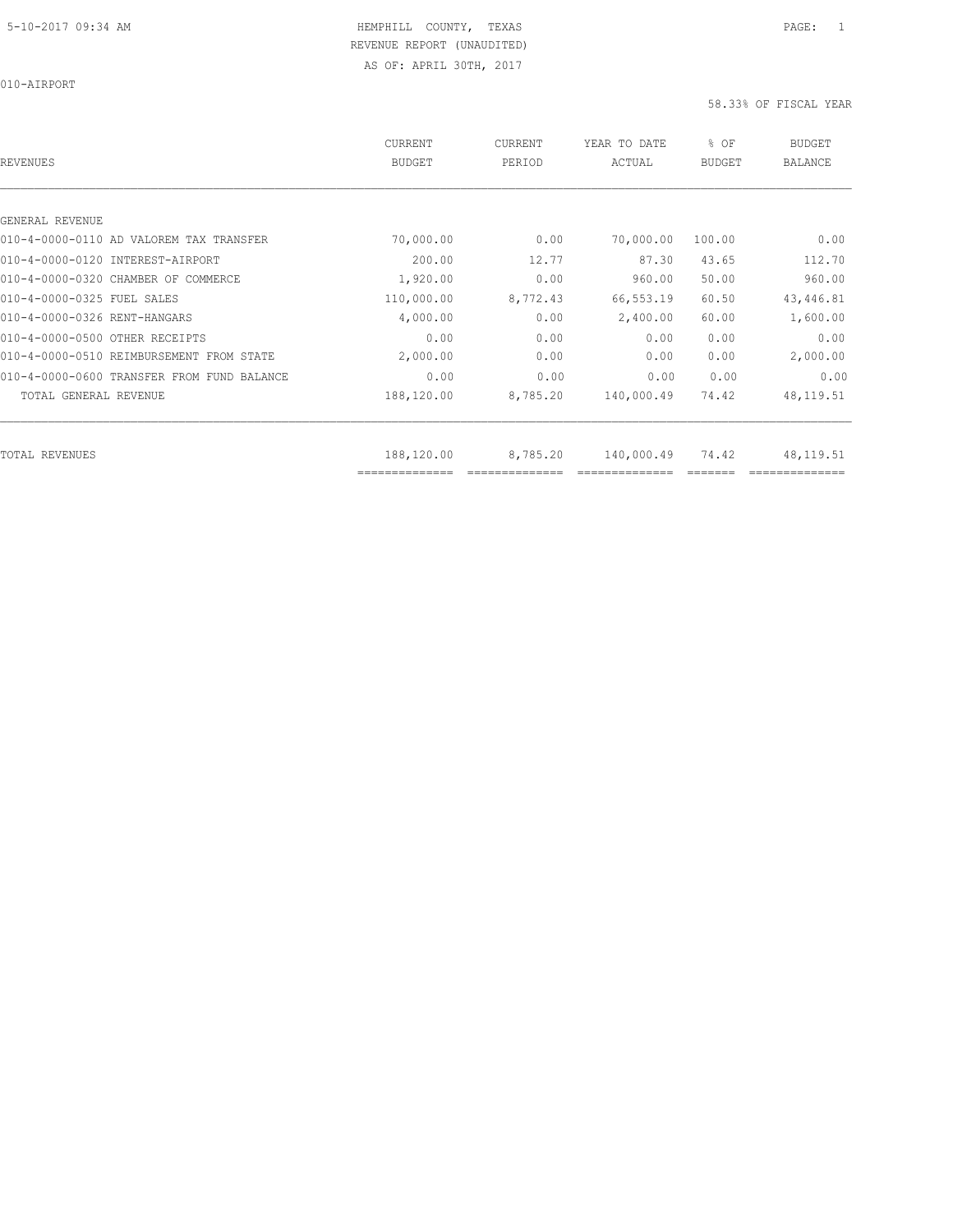HEMPHILL COUNTY, TEXAS
REVENUE REPORT (UNAUDITED)
AS OF: APRIL 30TH, 2017

010-AIRPORT

58.33% OF FISCAL YEAR

| REVENUES | CURRENT BUDGET | CURRENT PERIOD | YEAR TO DATE ACTUAL | % OF BUDGET | BUDGET BALANCE |
|---|---|---|---|---|---|
| GENERAL REVENUE | | | | | |
| 010-4-0000-0110 AD VALOREM TAX TRANSFER | 70,000.00 | 0.00 | 70,000.00 | 100.00 | 0.00 |
| 010-4-0000-0120 INTEREST-AIRPORT | 200.00 | 12.77 | 87.30 | 43.65 | 112.70 |
| 010-4-0000-0320 CHAMBER OF COMMERCE | 1,920.00 | 0.00 | 960.00 | 50.00 | 960.00 |
| 010-4-0000-0325 FUEL SALES | 110,000.00 | 8,772.43 | 66,553.19 | 60.50 | 43,446.81 |
| 010-4-0000-0326 RENT-HANGARS | 4,000.00 | 0.00 | 2,400.00 | 60.00 | 1,600.00 |
| 010-4-0000-0500 OTHER RECEIPTS | 0.00 | 0.00 | 0.00 | 0.00 | 0.00 |
| 010-4-0000-0510 REIMBURSEMENT FROM STATE | 2,000.00 | 0.00 | 0.00 | 0.00 | 2,000.00 |
| 010-4-0000-0600 TRANSFER FROM FUND BALANCE | 0.00 | 0.00 | 0.00 | 0.00 | 0.00 |
| TOTAL GENERAL REVENUE | 188,120.00 | 8,785.20 | 140,000.49 | 74.42 | 48,119.51 |
| TOTAL REVENUES | 188,120.00 | 8,785.20 | 140,000.49 | 74.42 | 48,119.51 |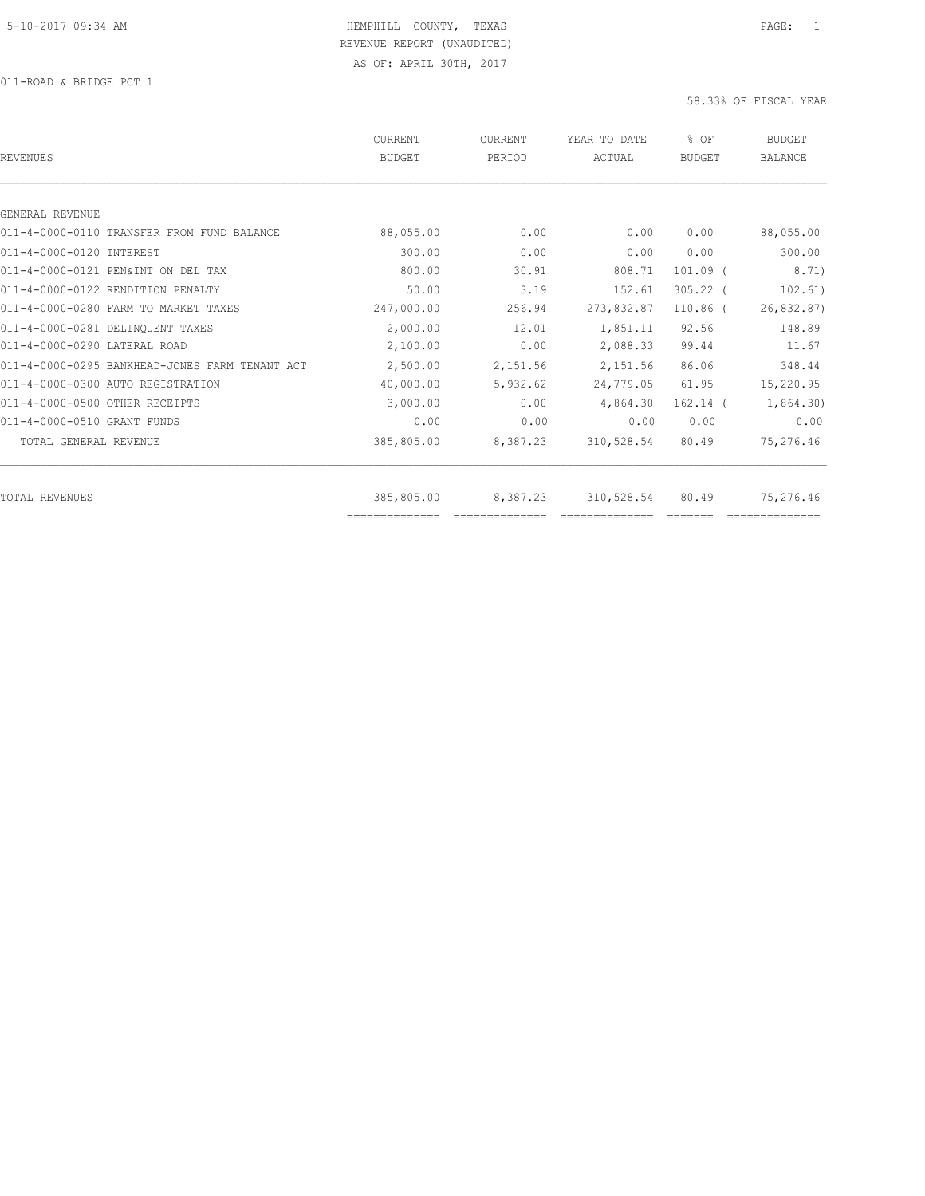HEMPHILL COUNTY, TEXAS
REVENUE REPORT (UNAUDITED)
AS OF: APRIL 30TH, 2017

011-ROAD & BRIDGE PCT 1

58.33% OF FISCAL YEAR

| REVENUES | CURRENT BUDGET | CURRENT PERIOD | YEAR TO DATE ACTUAL | % OF BUDGET | BUDGET BALANCE |
|---|---|---|---|---|---|
| GENERAL REVENUE | | | | | |
| 011-4-0000-0110 TRANSFER FROM FUND BALANCE | 88,055.00 | 0.00 | 0.00 | 0.00 | 88,055.00 |
| 011-4-0000-0120 INTEREST | 300.00 | 0.00 | 0.00 | 0.00 | 300.00 |
| 011-4-0000-0121 PEN&INT ON DEL TAX | 800.00 | 30.91 | 808.71 | 101.09 ( | 8.71) |
| 011-4-0000-0122 RENDITION PENALTY | 50.00 | 3.19 | 152.61 | 305.22 ( | 102.61) |
| 011-4-0000-0280 FARM TO MARKET TAXES | 247,000.00 | 256.94 | 273,832.87 | 110.86 ( | 26,832.87) |
| 011-4-0000-0281 DELINQUENT TAXES | 2,000.00 | 12.01 | 1,851.11 | 92.56 | 148.89 |
| 011-4-0000-0290 LATERAL ROAD | 2,100.00 | 0.00 | 2,088.33 | 99.44 | 11.67 |
| 011-4-0000-0295 BANKHEAD-JONES FARM TENANT ACT | 2,500.00 | 2,151.56 | 2,151.56 | 86.06 | 348.44 |
| 011-4-0000-0300 AUTO REGISTRATION | 40,000.00 | 5,932.62 | 24,779.05 | 61.95 | 15,220.95 |
| 011-4-0000-0500 OTHER RECEIPTS | 3,000.00 | 0.00 | 4,864.30 | 162.14 ( | 1,864.30) |
| 011-4-0000-0510 GRANT FUNDS | 0.00 | 0.00 | 0.00 | 0.00 | 0.00 |
| TOTAL GENERAL REVENUE | 385,805.00 | 8,387.23 | 310,528.54 | 80.49 | 75,276.46 |
| TOTAL REVENUES | 385,805.00 | 8,387.23 | 310,528.54 | 80.49 | 75,276.46 |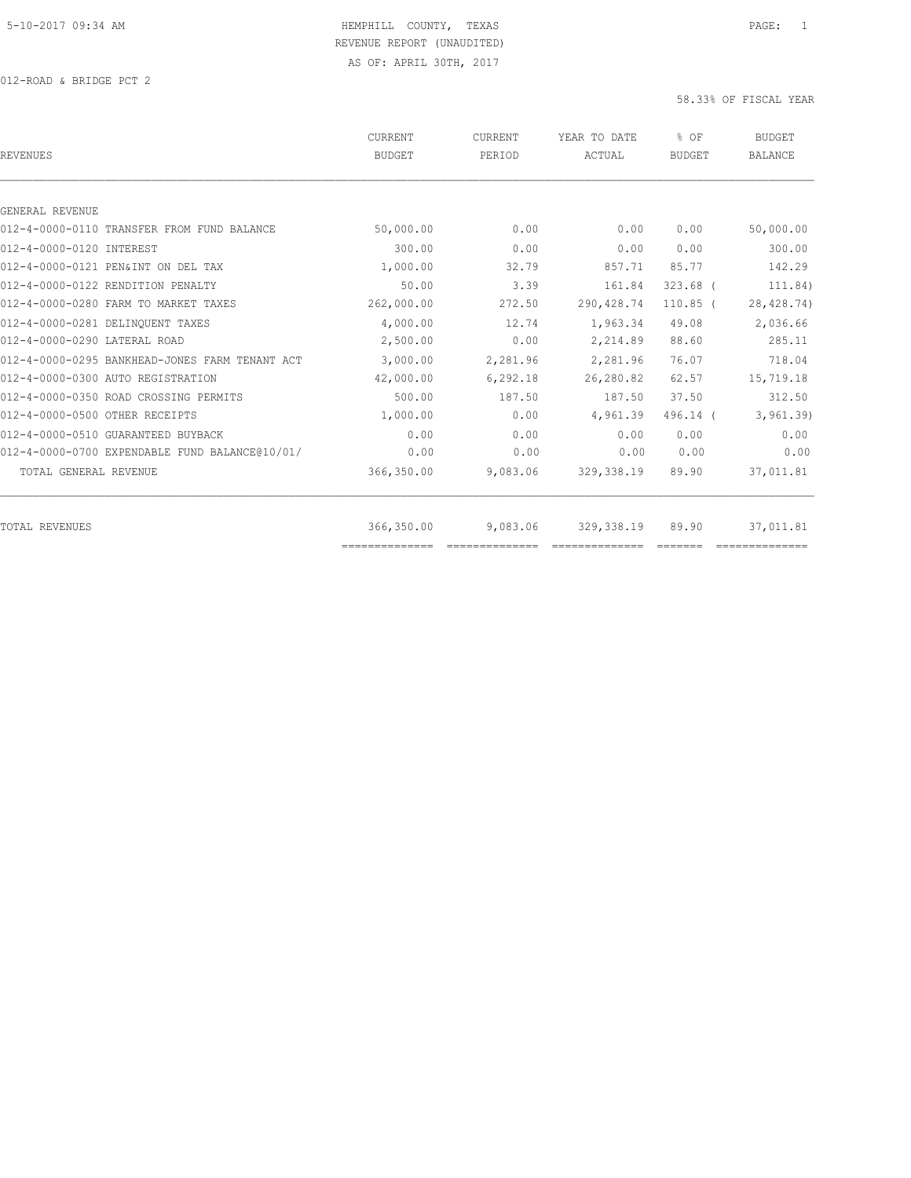HEMPHILL COUNTY, TEXAS
REVENUE REPORT (UNAUDITED)
AS OF: APRIL 30TH, 2017

012-ROAD & BRIDGE PCT 2

58.33% OF FISCAL YEAR

| REVENUES | CURRENT BUDGET | CURRENT PERIOD | YEAR TO DATE ACTUAL | % OF BUDGET | BUDGET BALANCE |
|---|---|---|---|---|---|
| GENERAL REVENUE | | | | | |
| 012-4-0000-0110 TRANSFER FROM FUND BALANCE | 50,000.00 | 0.00 | 0.00 | 0.00 | 50,000.00 |
| 012-4-0000-0120 INTEREST | 300.00 | 0.00 | 0.00 | 0.00 | 300.00 |
| 012-4-0000-0121 PEN&INT ON DEL TAX | 1,000.00 | 32.79 | 857.71 | 85.77 | 142.29 |
| 012-4-0000-0122 RENDITION PENALTY | 50.00 | 3.39 | 161.84 | 323.68 ( | 111.84) |
| 012-4-0000-0280 FARM TO MARKET TAXES | 262,000.00 | 272.50 | 290,428.74 | 110.85 ( | 28,428.74) |
| 012-4-0000-0281 DELINQUENT TAXES | 4,000.00 | 12.74 | 1,963.34 | 49.08 | 2,036.66 |
| 012-4-0000-0290 LATERAL ROAD | 2,500.00 | 0.00 | 2,214.89 | 88.60 | 285.11 |
| 012-4-0000-0295 BANKHEAD-JONES FARM TENANT ACT | 3,000.00 | 2,281.96 | 2,281.96 | 76.07 | 718.04 |
| 012-4-0000-0300 AUTO REGISTRATION | 42,000.00 | 6,292.18 | 26,280.82 | 62.57 | 15,719.18 |
| 012-4-0000-0350 ROAD CROSSING PERMITS | 500.00 | 187.50 | 187.50 | 37.50 | 312.50 |
| 012-4-0000-0500 OTHER RECEIPTS | 1,000.00 | 0.00 | 4,961.39 | 496.14 ( | 3,961.39) |
| 012-4-0000-0510 GUARANTEED BUYBACK | 0.00 | 0.00 | 0.00 | 0.00 | 0.00 |
| 012-4-0000-0700 EXPENDABLE FUND BALANCE@10/01/ | 0.00 | 0.00 | 0.00 | 0.00 | 0.00 |
| TOTAL GENERAL REVENUE | 366,350.00 | 9,083.06 | 329,338.19 | 89.90 | 37,011.81 |
| TOTAL REVENUES | 366,350.00 | 9,083.06 | 329,338.19 | 89.90 | 37,011.81 |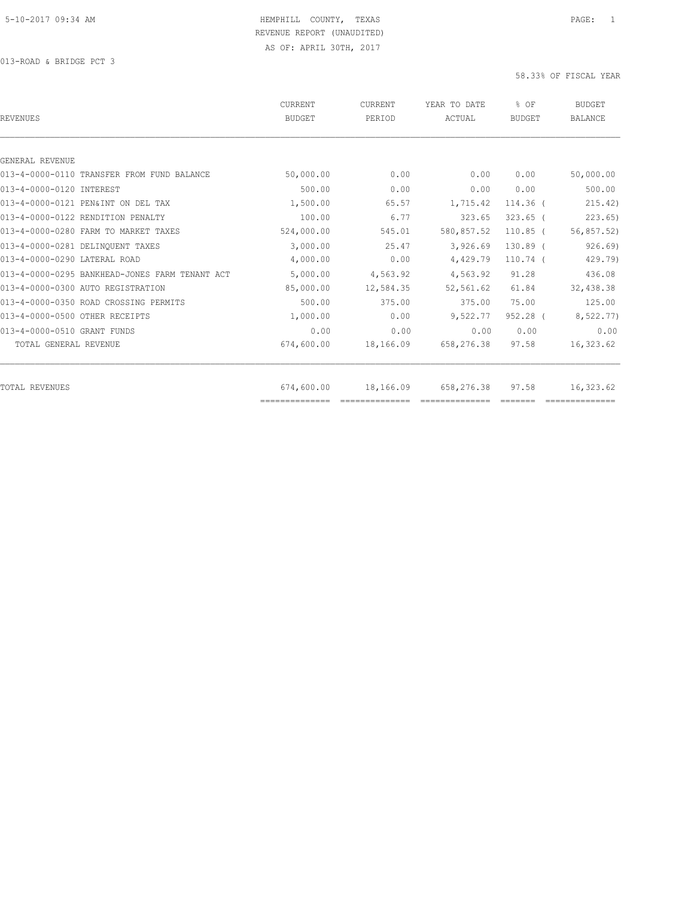5-10-2017 09:34 AM

# HEMPHILL COUNTY, TEXAS

REVENUE REPORT (UNAUDITED)

AS OF: APRIL 30TH, 2017

013-ROAD & BRIDGE PCT 3

58.33% OF FISCAL YEAR

| REVENUES | CURRENT BUDGET | CURRENT PERIOD | YEAR TO DATE ACTUAL | % OF BUDGET | BUDGET BALANCE |
|---|---|---|---|---|---|
| GENERAL REVENUE | | | | | |
| 013-4-0000-0110 TRANSFER FROM FUND BALANCE | 50,000.00 | 0.00 | 0.00 | 0.00 | 50,000.00 |
| 013-4-0000-0120 INTEREST | 500.00 | 0.00 | 0.00 | 0.00 | 500.00 |
| 013-4-0000-0121 PEN&INT ON DEL TAX | 1,500.00 | 65.57 | 1,715.42 | 114.36 | ( 215.42) |
| 013-4-0000-0122 RENDITION PENALTY | 100.00 | 6.77 | 323.65 | 323.65 | ( 223.65) |
| 013-4-0000-0280 FARM TO MARKET TAXES | 524,000.00 | 545.01 | 580,857.52 | 110.85 | ( 56,857.52) |
| 013-4-0000-0281 DELINQUENT TAXES | 3,000.00 | 25.47 | 3,926.69 | 130.89 | ( 926.69) |
| 013-4-0000-0290 LATERAL ROAD | 4,000.00 | 0.00 | 4,429.79 | 110.74 | ( 429.79) |
| 013-4-0000-0295 BANKHEAD-JONES FARM TENANT ACT | 5,000.00 | 4,563.92 | 4,563.92 | 91.28 | 436.08 |
| 013-4-0000-0300 AUTO REGISTRATION | 85,000.00 | 12,584.35 | 52,561.62 | 61.84 | 32,438.38 |
| 013-4-0000-0350 ROAD CROSSING PERMITS | 500.00 | 375.00 | 375.00 | 75.00 | 125.00 |
| 013-4-0000-0500 OTHER RECEIPTS | 1,000.00 | 0.00 | 9,522.77 | 952.28 | ( 8,522.77) |
| 013-4-0000-0510 GRANT FUNDS | 0.00 | 0.00 | 0.00 | 0.00 | 0.00 |
| TOTAL GENERAL REVENUE | 674,600.00 | 18,166.09 | 658,276.38 | 97.58 | 16,323.62 |
| TOTAL REVENUES | 674,600.00 | 18,166.09 | 658,276.38 | 97.58 | 16,323.62 |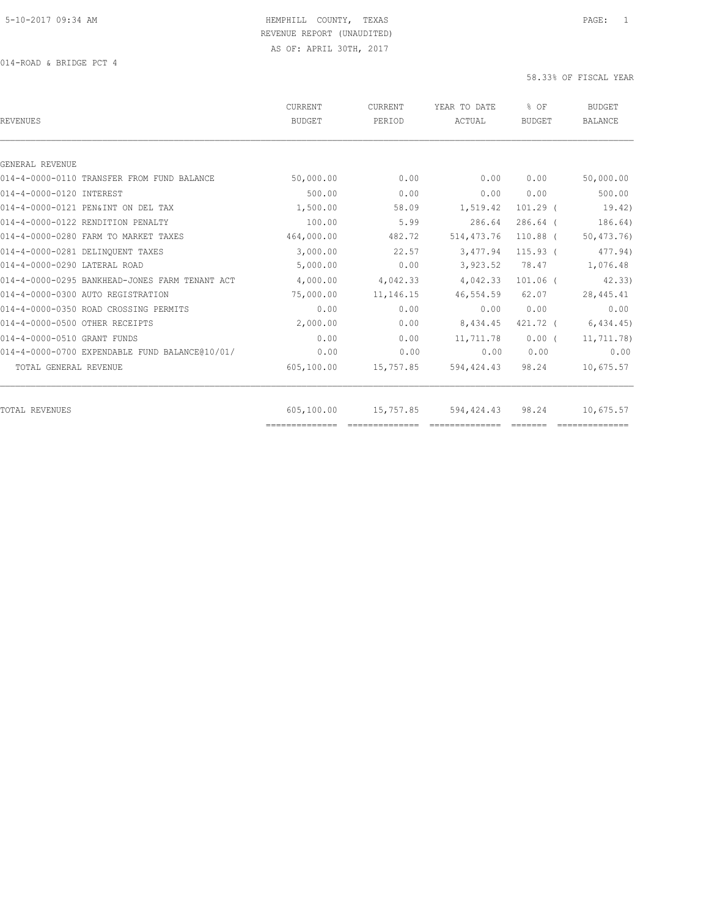HEMPHILL COUNTY, TEXAS
REVENUE REPORT (UNAUDITED)
AS OF: APRIL 30TH, 2017

014-ROAD & BRIDGE PCT 4

58.33% OF FISCAL YEAR

| REVENUES | CURRENT BUDGET | CURRENT PERIOD | YEAR TO DATE ACTUAL | % OF BUDGET | BUDGET BALANCE |
|---|---|---|---|---|---|
| GENERAL REVENUE | | | | | |
| 014-4-0000-0110 TRANSFER FROM FUND BALANCE | 50,000.00 | 0.00 | 0.00 | 0.00 | 50,000.00 |
| 014-4-0000-0120 INTEREST | 500.00 | 0.00 | 0.00 | 0.00 | 500.00 |
| 014-4-0000-0121 PEN&INT ON DEL TAX | 1,500.00 | 58.09 | 1,519.42 | 101.29 | ( 19.42) |
| 014-4-0000-0122 RENDITION PENALTY | 100.00 | 5.99 | 286.64 | 286.64 | ( 186.64) |
| 014-4-0000-0280 FARM TO MARKET TAXES | 464,000.00 | 482.72 | 514,473.76 | 110.88 | ( 50,473.76) |
| 014-4-0000-0281 DELINQUENT TAXES | 3,000.00 | 22.57 | 3,477.94 | 115.93 | ( 477.94) |
| 014-4-0000-0290 LATERAL ROAD | 5,000.00 | 0.00 | 3,923.52 | 78.47 | 1,076.48 |
| 014-4-0000-0295 BANKHEAD-JONES FARM TENANT ACT | 4,000.00 | 4,042.33 | 4,042.33 | 101.06 | ( 42.33) |
| 014-4-0000-0300 AUTO REGISTRATION | 75,000.00 | 11,146.15 | 46,554.59 | 62.07 | 28,445.41 |
| 014-4-0000-0350 ROAD CROSSING PERMITS | 0.00 | 0.00 | 0.00 | 0.00 | 0.00 |
| 014-4-0000-0500 OTHER RECEIPTS | 2,000.00 | 0.00 | 8,434.45 | 421.72 | ( 6,434.45) |
| 014-4-0000-0510 GRANT FUNDS | 0.00 | 0.00 | 11,711.78 | 0.00 | ( 11,711.78) |
| 014-4-0000-0700 EXPENDABLE FUND BALANCE@10/01/ | 0.00 | 0.00 | 0.00 | 0.00 | 0.00 |
| TOTAL GENERAL REVENUE | 605,100.00 | 15,757.85 | 594,424.43 | 98.24 | 10,675.57 |
| TOTAL REVENUES | 605,100.00 | 15,757.85 | 594,424.43 | 98.24 | 10,675.57 |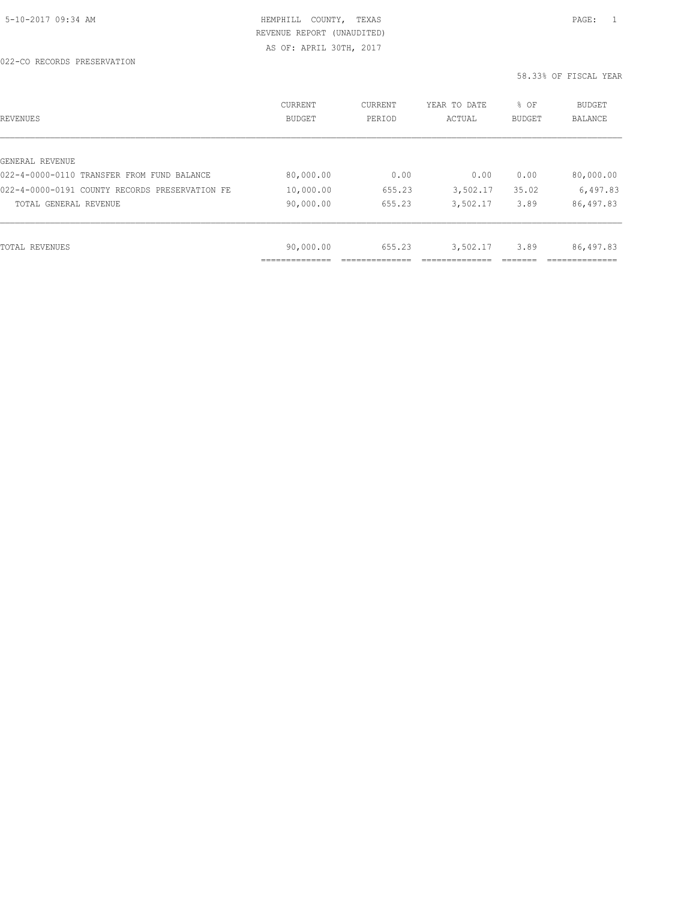HEMPHILL COUNTY, TEXAS
REVENUE REPORT (UNAUDITED)
AS OF: APRIL 30TH, 2017

5-10-2017 09:34 AM

022-CO RECORDS PRESERVATION

58.33% OF FISCAL YEAR

| REVENUES | CURRENT BUDGET | CURRENT PERIOD | YEAR TO DATE ACTUAL | % OF BUDGET | BUDGET BALANCE |
|---|---|---|---|---|---|
| GENERAL REVENUE | | | | | |
| 022-4-0000-0110 TRANSFER FROM FUND BALANCE | 80,000.00 | 0.00 | 0.00 | 0.00 | 80,000.00 |
| 022-4-0000-0191 COUNTY RECORDS PRESERVATION FE | 10,000.00 | 655.23 | 3,502.17 | 35.02 | 6,497.83 |
| TOTAL GENERAL REVENUE | 90,000.00 | 655.23 | 3,502.17 | 3.89 | 86,497.83 |
| TOTAL REVENUES | 90,000.00 | 655.23 | 3,502.17 | 3.89 | 86,497.83 |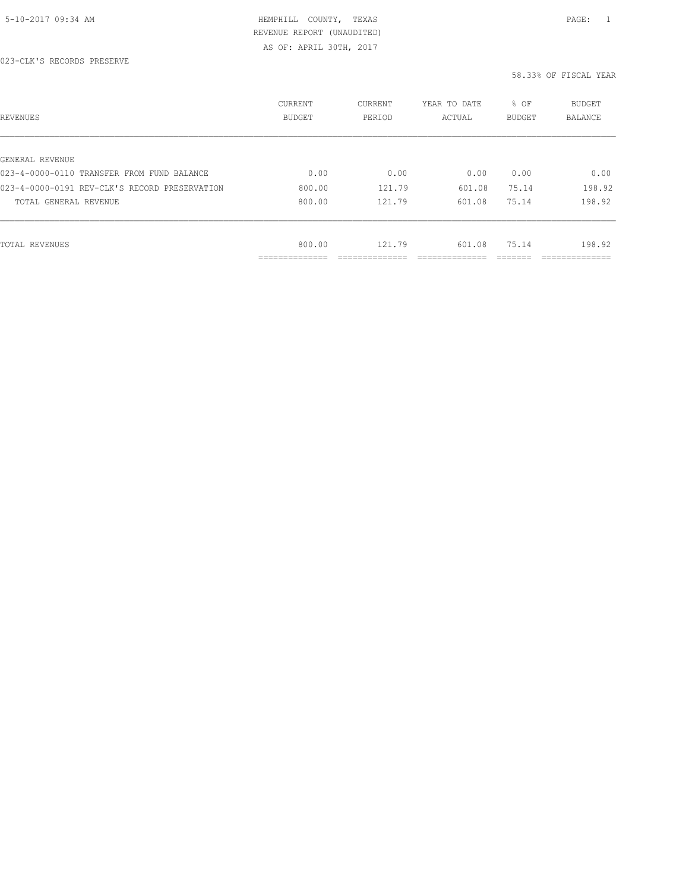HEMPHILL COUNTY, TEXAS
REVENUE REPORT (UNAUDITED)
AS OF: APRIL 30TH, 2017

023-CLK'S RECORDS PRESERVE

58.33% OF FISCAL YEAR

| REVENUES | CURRENT BUDGET | CURRENT PERIOD | YEAR TO DATE ACTUAL | % OF BUDGET | BUDGET BALANCE |
|---|---|---|---|---|---|
| GENERAL REVENUE | | | | | |
| 023-4-0000-0110 TRANSFER FROM FUND BALANCE | 0.00 | 0.00 | 0.00 | 0.00 | 0.00 |
| 023-4-0000-0191 REV-CLK'S RECORD PRESERVATION | 800.00 | 121.79 | 601.08 | 75.14 | 198.92 |
| TOTAL GENERAL REVENUE | 800.00 | 121.79 | 601.08 | 75.14 | 198.92 |
| TOTAL REVENUES | 800.00 | 121.79 | 601.08 | 75.14 | 198.92 |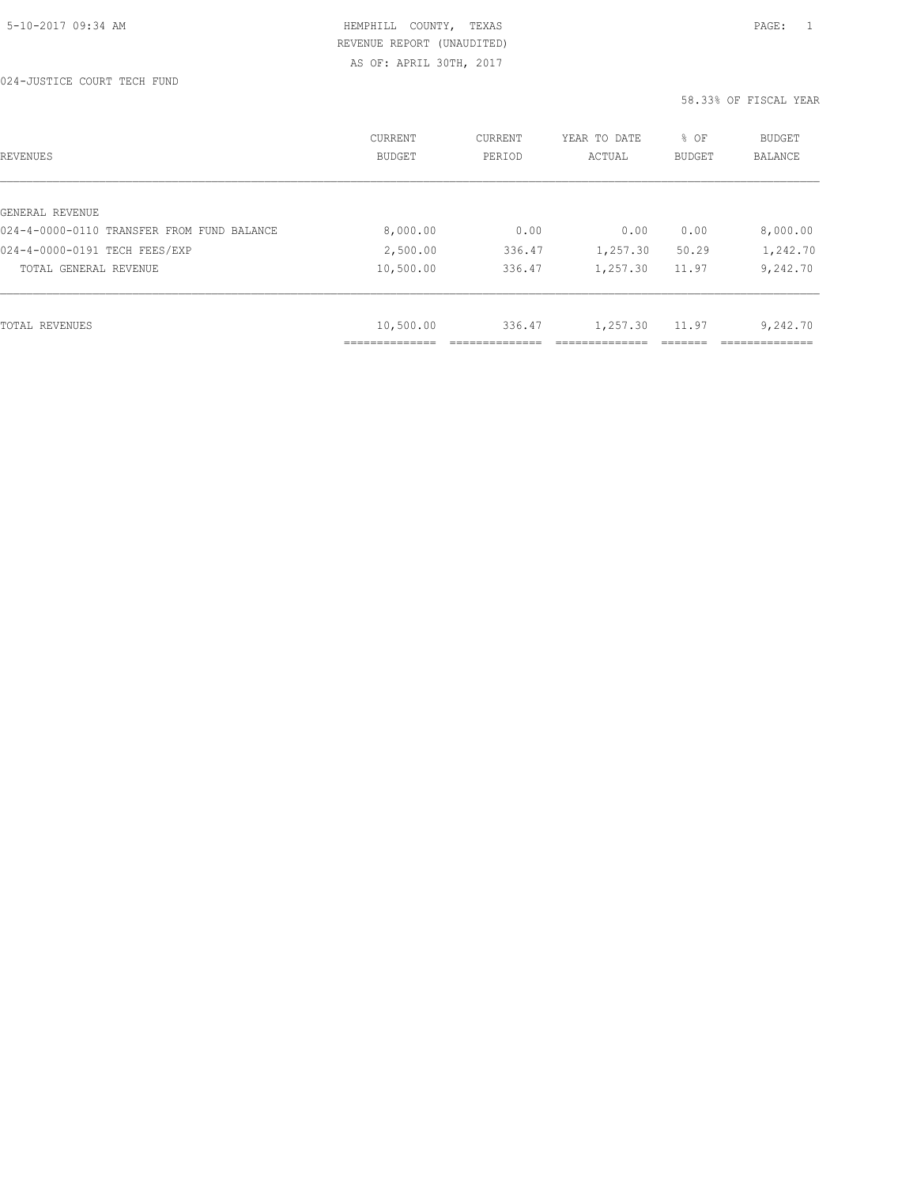HEMPHILL COUNTY, TEXAS
REVENUE REPORT (UNAUDITED)
AS OF: APRIL 30TH, 2017

5-10-2017 09:34 AM

024-JUSTICE COURT TECH FUND

58.33% OF FISCAL YEAR

| REVENUES | CURRENT BUDGET | CURRENT PERIOD | YEAR TO DATE ACTUAL | % OF BUDGET | BUDGET BALANCE |
|---|---|---|---|---|---|
| GENERAL REVENUE | | | | | |
| 024-4-0000-0110 TRANSFER FROM FUND BALANCE | 8,000.00 | 0.00 | 0.00 | 0.00 | 8,000.00 |
| 024-4-0000-0191 TECH FEES/EXP | 2,500.00 | 336.47 | 1,257.30 | 50.29 | 1,242.70 |
| TOTAL GENERAL REVENUE | 10,500.00 | 336.47 | 1,257.30 | 11.97 | 9,242.70 |
| TOTAL REVENUES | 10,500.00 | 336.47 | 1,257.30 | 11.97 | 9,242.70 |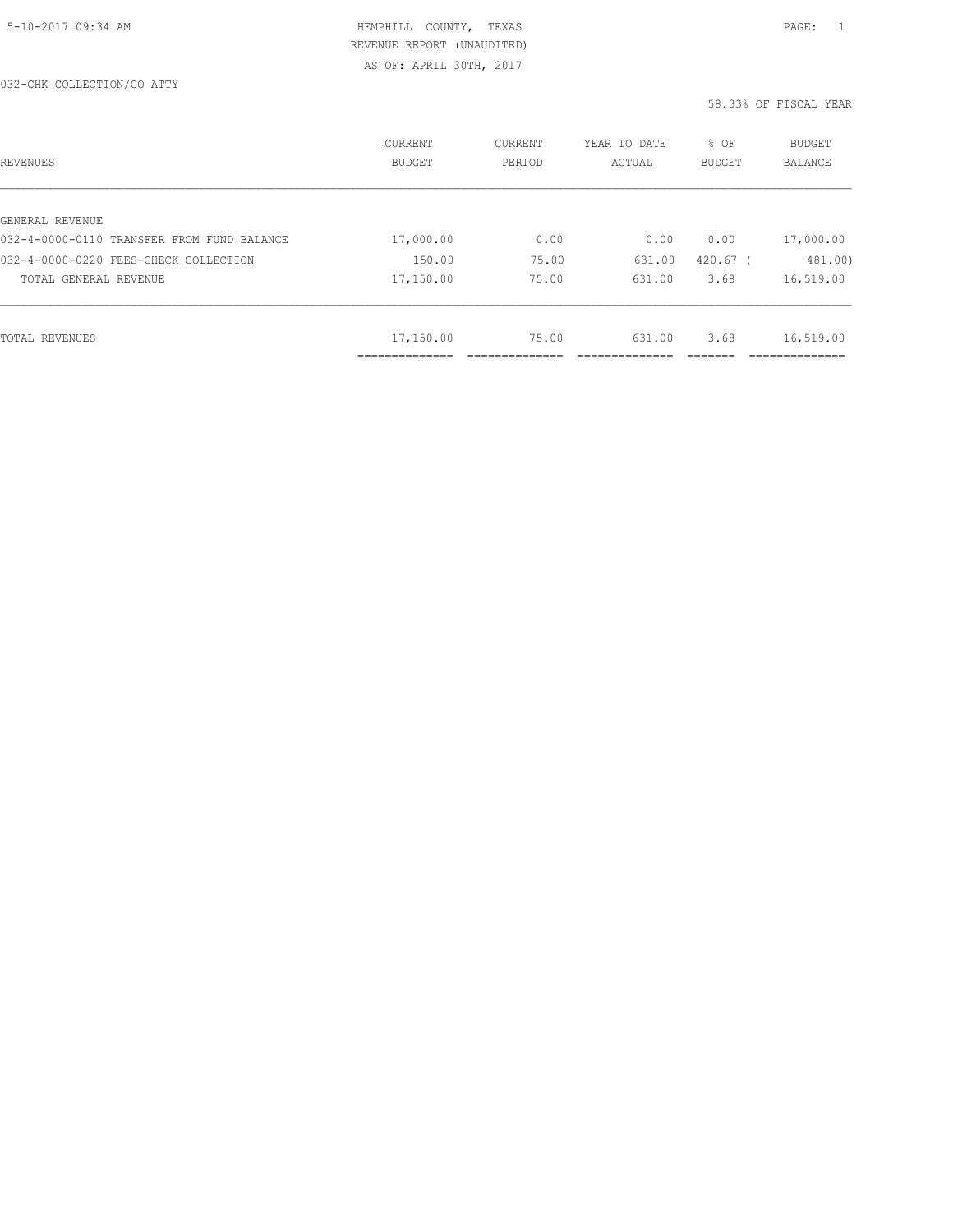HEMPHILL COUNTY, TEXAS
REVENUE REPORT (UNAUDITED)
AS OF: APRIL 30TH, 2017

032-CHK COLLECTION/CO ATTY

58.33% OF FISCAL YEAR

| REVENUES | CURRENT BUDGET | CURRENT PERIOD | YEAR TO DATE ACTUAL | % OF BUDGET | BUDGET BALANCE |
|---|---|---|---|---|---|
| GENERAL REVENUE | | | | | |
| 032-4-0000-0110 TRANSFER FROM FUND BALANCE | 17,000.00 | 0.00 | 0.00 | 0.00 | 17,000.00 |
| 032-4-0000-0220 FEES-CHECK COLLECTION | 150.00 | 75.00 | 631.00 | 420.67 | ( 481.00) |
| TOTAL GENERAL REVENUE | 17,150.00 | 75.00 | 631.00 | 3.68 | 16,519.00 |
| TOTAL REVENUES | 17,150.00 | 75.00 | 631.00 | 3.68 | 16,519.00 |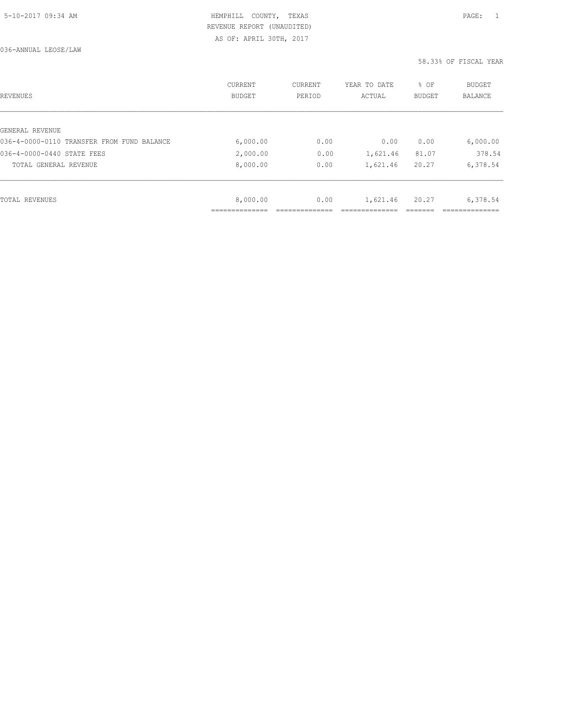HEMPHILL COUNTY, TEXAS
REVENUE REPORT (UNAUDITED)
AS OF: APRIL 30TH, 2017

036-ANNUAL LEOSE/LAW

58.33% OF FISCAL YEAR

| REVENUES | CURRENT BUDGET | CURRENT PERIOD | YEAR TO DATE ACTUAL | % OF BUDGET | BUDGET BALANCE |
|---|---|---|---|---|---|
| GENERAL REVENUE | | | | | |
| 036-4-0000-0110 TRANSFER FROM FUND BALANCE | 6,000.00 | 0.00 | 0.00 | 0.00 | 6,000.00 |
| 036-4-0000-0440 STATE FEES | 2,000.00 | 0.00 | 1,621.46 | 81.07 | 378.54 |
| TOTAL GENERAL REVENUE | 8,000.00 | 0.00 | 1,621.46 | 20.27 | 6,378.54 |
| TOTAL REVENUES | 8,000.00 | 0.00 | 1,621.46 | 20.27 | 6,378.54 |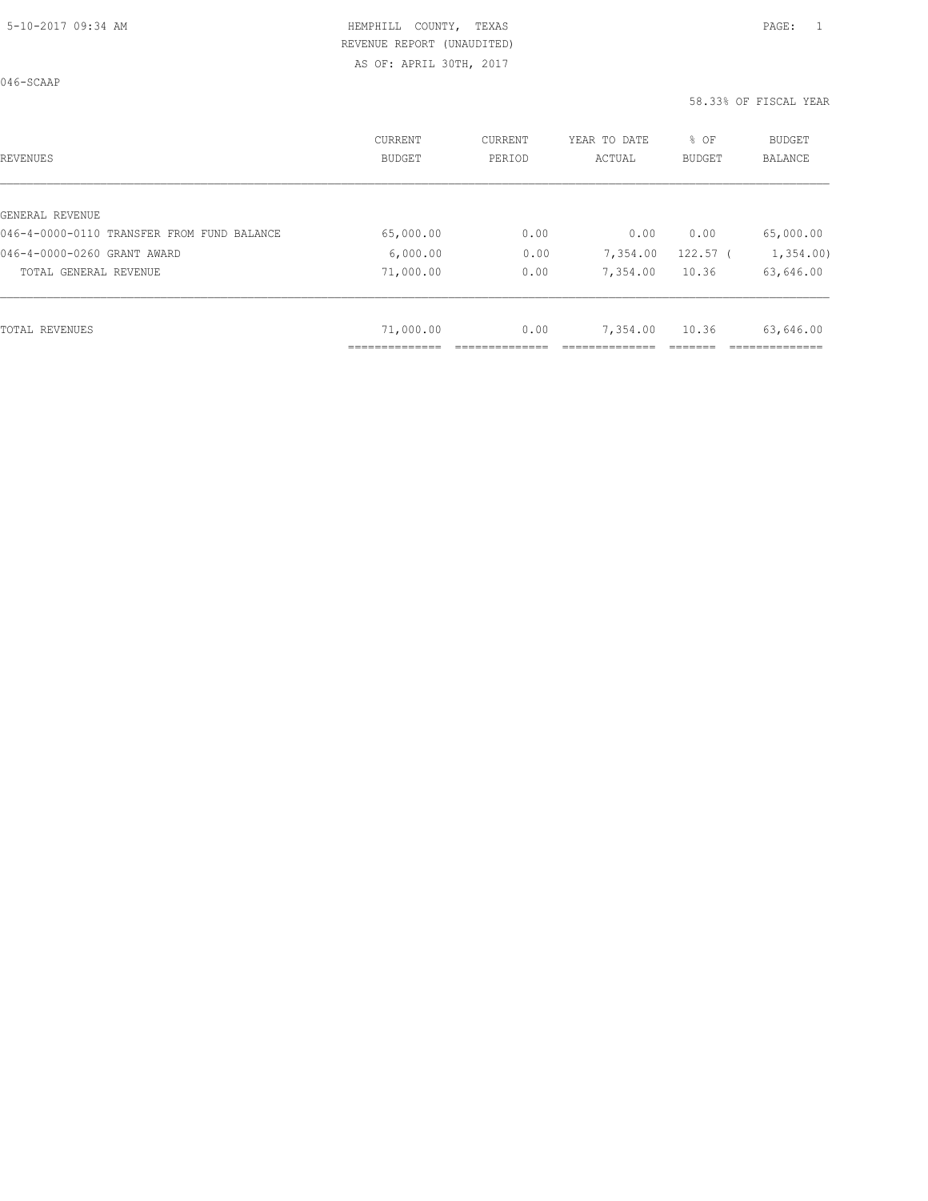HEMPHILL COUNTY, TEXAS
REVENUE REPORT (UNAUDITED)
AS OF: APRIL 30TH, 2017

046-SCAAP

58.33% OF FISCAL YEAR

| REVENUES | CURRENT BUDGET | CURRENT PERIOD | YEAR TO DATE ACTUAL | % OF BUDGET | BUDGET BALANCE |
|---|---|---|---|---|---|
| GENERAL REVENUE | | | | | |
| 046-4-0000-0110 TRANSFER FROM FUND BALANCE | 65,000.00 | 0.00 | 0.00 | 0.00 | 65,000.00 |
| 046-4-0000-0260 GRANT AWARD | 6,000.00 | 0.00 | 7,354.00 | 122.57 | ( 1,354.00) |
| TOTAL GENERAL REVENUE | 71,000.00 | 0.00 | 7,354.00 | 10.36 | 63,646.00 |
| TOTAL REVENUES | 71,000.00 | 0.00 | 7,354.00 | 10.36 | 63,646.00 |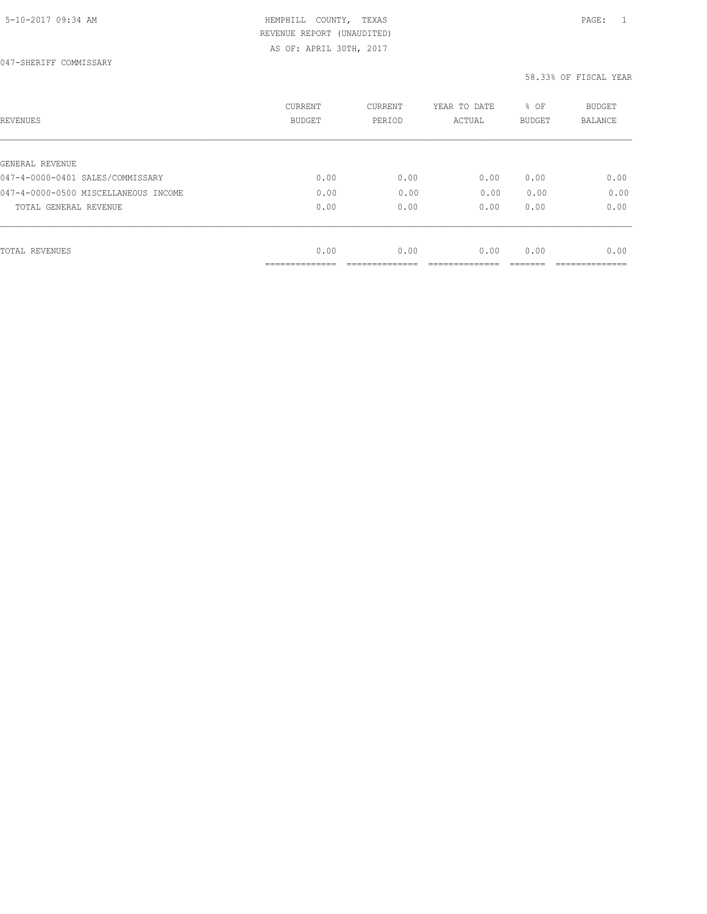HEMPHILL COUNTY, TEXAS
REVENUE REPORT (UNAUDITED)
AS OF: APRIL 30TH, 2017

047-SHERIFF COMMISSARY

58.33% OF FISCAL YEAR

| REVENUES | CURRENT BUDGET | CURRENT PERIOD | YEAR TO DATE ACTUAL | % OF BUDGET | BUDGET BALANCE |
|---|---|---|---|---|---|
| GENERAL REVENUE | | | | | |
| 047-4-0000-0401 SALES/COMMISSARY | 0.00 | 0.00 | 0.00 | 0.00 | 0.00 |
| 047-4-0000-0500 MISCELLANEOUS INCOME | 0.00 | 0.00 | 0.00 | 0.00 | 0.00 |
| TOTAL GENERAL REVENUE | 0.00 | 0.00 | 0.00 | 0.00 | 0.00 |
| TOTAL REVENUES | 0.00 | 0.00 | 0.00 | 0.00 | 0.00 |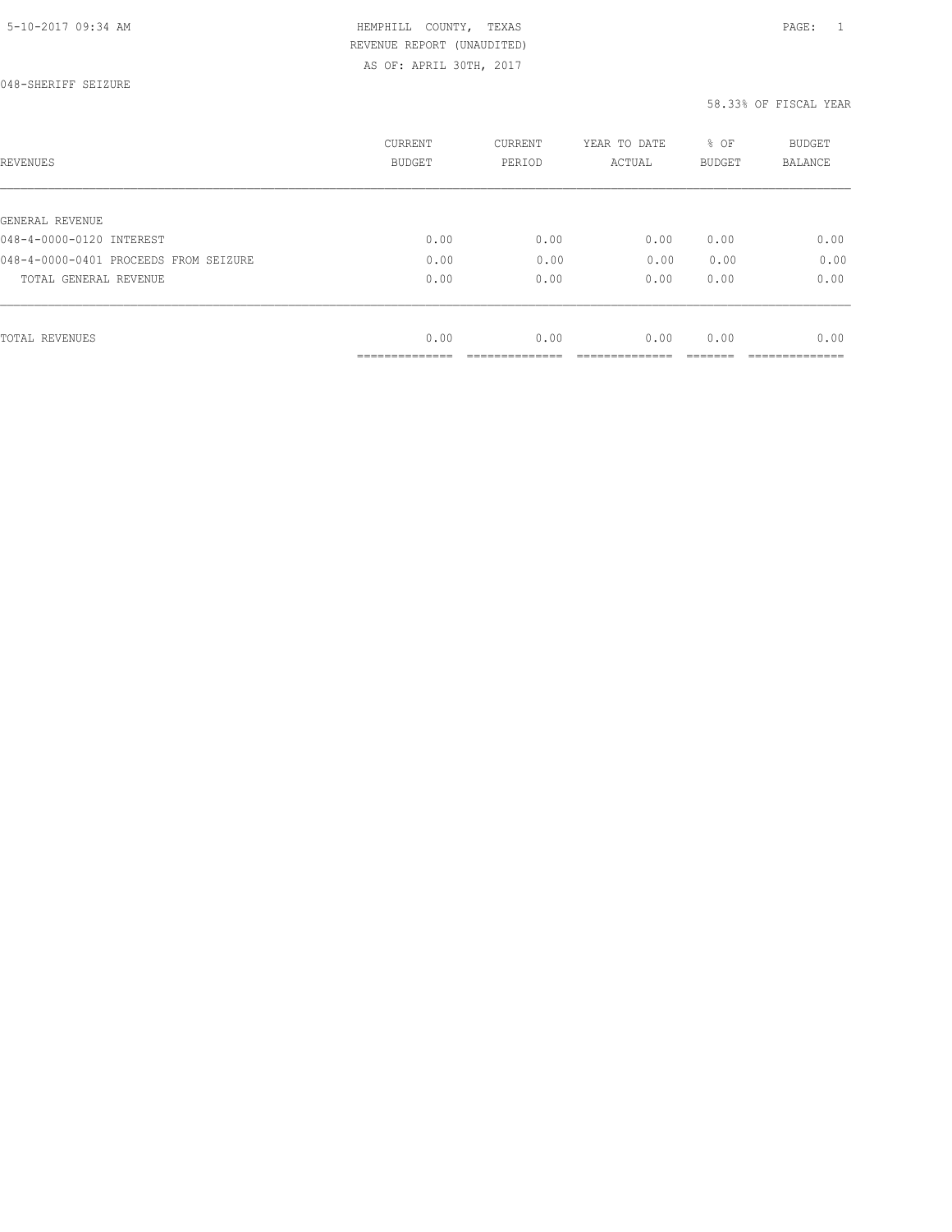HEMPHILL COUNTY, TEXAS
REVENUE REPORT (UNAUDITED)
AS OF: APRIL 30TH, 2017

048-SHERIFF SEIZURE

58.33% OF FISCAL YEAR

| REVENUES | CURRENT BUDGET | CURRENT PERIOD | YEAR TO DATE ACTUAL | % OF BUDGET | BUDGET BALANCE |
|---|---|---|---|---|---|
| GENERAL REVENUE | | | | | |
| 048-4-0000-0120 INTEREST | 0.00 | 0.00 | 0.00 | 0.00 | 0.00 |
| 048-4-0000-0401 PROCEEDS FROM SEIZURE | 0.00 | 0.00 | 0.00 | 0.00 | 0.00 |
| TOTAL GENERAL REVENUE | 0.00 | 0.00 | 0.00 | 0.00 | 0.00 |
| TOTAL REVENUES | 0.00 | 0.00 | 0.00 | 0.00 | 0.00 |